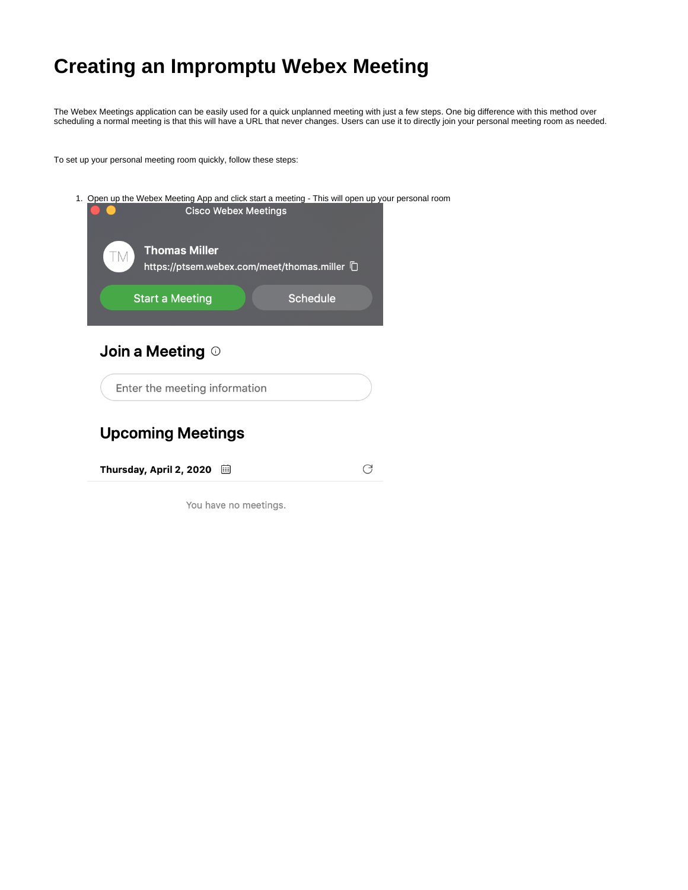# Creating an Impromptu Webex Meeting

The Webex Meetings application can be easily used for a quick unplanned meeting with just a few steps. One big difference with this method over scheduling a normal meeting is that this will have a URL that never changes. Users can use it to directly join your personal meeting room as needed.

To set up your personal meeting room quickly, follow these steps:

1. Open up the Webex Meeting App and click start a meeting - This will open up your personal room

Cisco Webex Meetings

TM

Thomas Miller

https://ptsem.webex.com/meet/thomas.miller

Start a Meeting

Schedule

Join a Meeting

Enter the meeting information

Upcoming Meetings

Thursday, April 2, 2020

You have no meetings.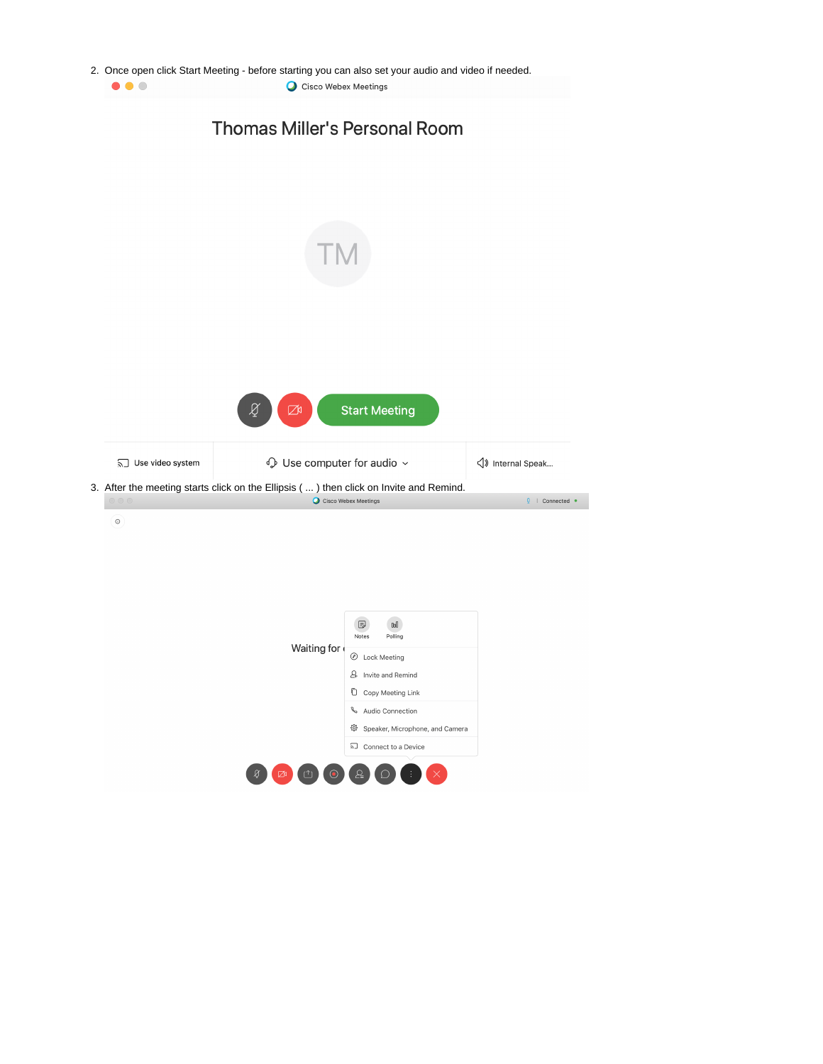2. Once open click Start Meeting - before starting you can also set your audio and video if needed.

3. After the meeting starts click on the Ellipsis ( ... ) then click on Invite and Remind.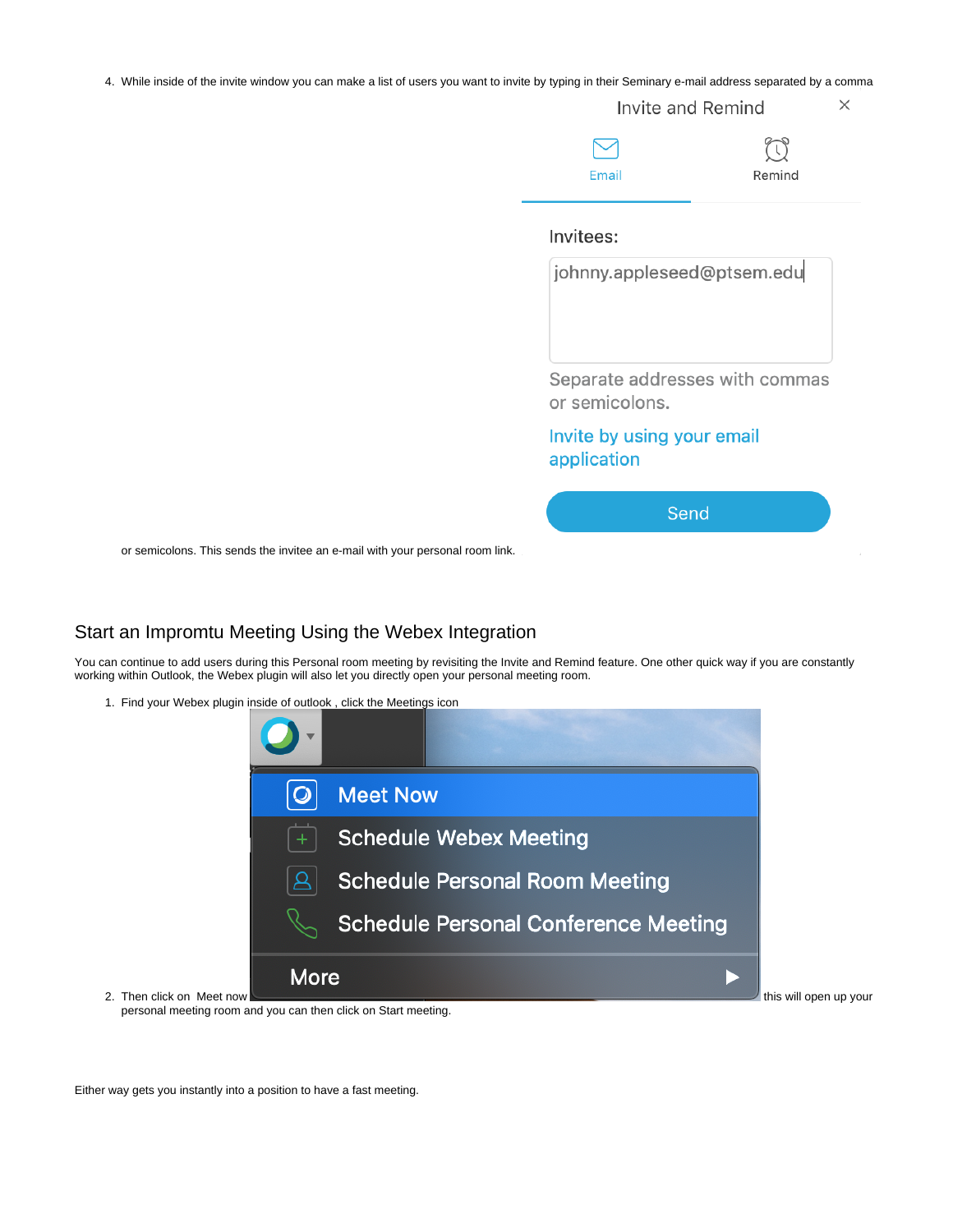4. While inside of the invite window you can make a list of users you want to invite by typing in their Seminary e-mail address separated by a comma or semicolons. This sends the invitee an e-mail with your personal room link.

## Start an Impromtu Meeting Using the Webex Integration

You can continue to add users during this Personal room meeting by revisiting the Invite and Remind feature. One other quick way if you are constantly working within Outlook, the Webex plugin will also let you directly open your personal meeting room.

1. Find your Webex plugin inside of outlook , click the Meetings icon
2. Then click on Meet now this will open up your personal meeting room and you can then click on Start meeting.

Either way gets you instantly into a position to have a fast meeting.